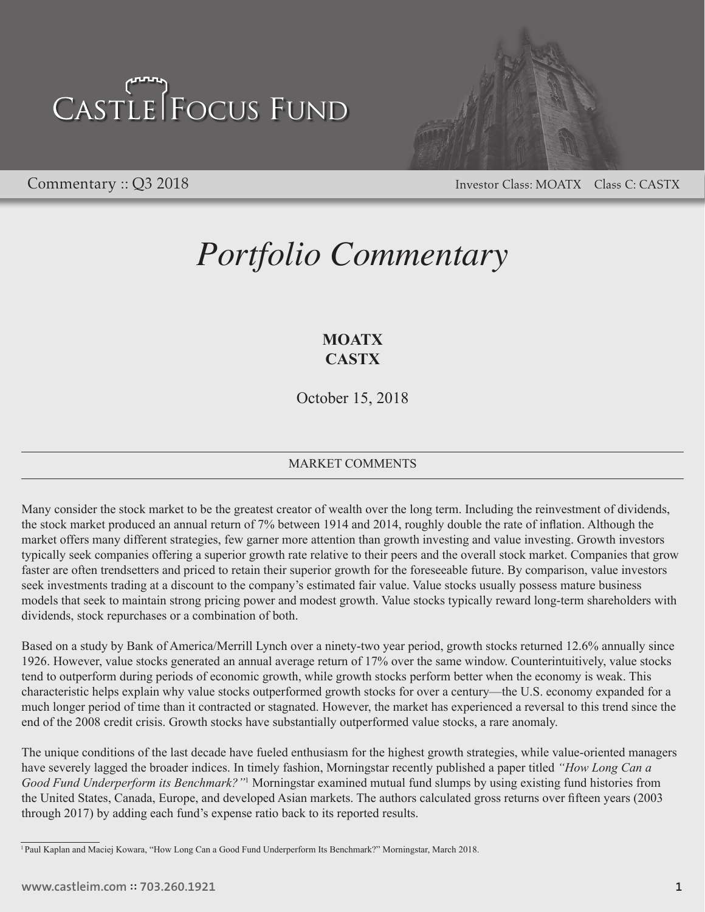# Castle Focus Fund

Commentary :: Q3 2018

Investor Class: MOATX Class C: CASTX

# *Portfolio Commentary*

**MOATX**
**CASTX**

October 15, 2018

## MARKET COMMENTS

Many consider the stock market to be the greatest creator of wealth over the long term. Including the reinvestment of dividends, the stock market produced an annual return of 7% between 1914 and 2014, roughly double the rate of inflation. Although the market offers many different strategies, few garner more attention than growth investing and value investing. Growth investors typically seek companies offering a superior growth rate relative to their peers and the overall stock market. Companies that grow faster are often trendsetters and priced to retain their superior growth for the foreseeable future. By comparison, value investors seek investments trading at a discount to the company's estimated fair value. Value stocks usually possess mature business models that seek to maintain strong pricing power and modest growth. Value stocks typically reward long-term shareholders with dividends, stock repurchases or a combination of both.

Based on a study by Bank of America/Merrill Lynch over a ninety-two year period, growth stocks returned 12.6% annually since 1926. However, value stocks generated an annual average return of 17% over the same window. Counterintuitively, value stocks tend to outperform during periods of economic growth, while growth stocks perform better when the economy is weak. This characteristic helps explain why value stocks outperformed growth stocks for over a century—the U.S. economy expanded for a much longer period of time than it contracted or stagnated. However, the market has experienced a reversal to this trend since the end of the 2008 credit crisis. Growth stocks have substantially outperformed value stocks, a rare anomaly.

The unique conditions of the last decade have fueled enthusiasm for the highest growth strategies, while value-oriented managers have severely lagged the broader indices. In timely fashion, Morningstar recently published a paper titled *"How Long Can a Good Fund Underperform its Benchmark?"*[1] Morningstar examined mutual fund slumps by using existing fund histories from the United States, Canada, Europe, and developed Asian markets. The authors calculated gross returns over fifteen years (2003 through 2017) by adding each fund's expense ratio back to its reported results.

[1] Paul Kaplan and Maciej Kowara, "How Long Can a Good Fund Underperform Its Benchmark?" Morningstar, March 2018.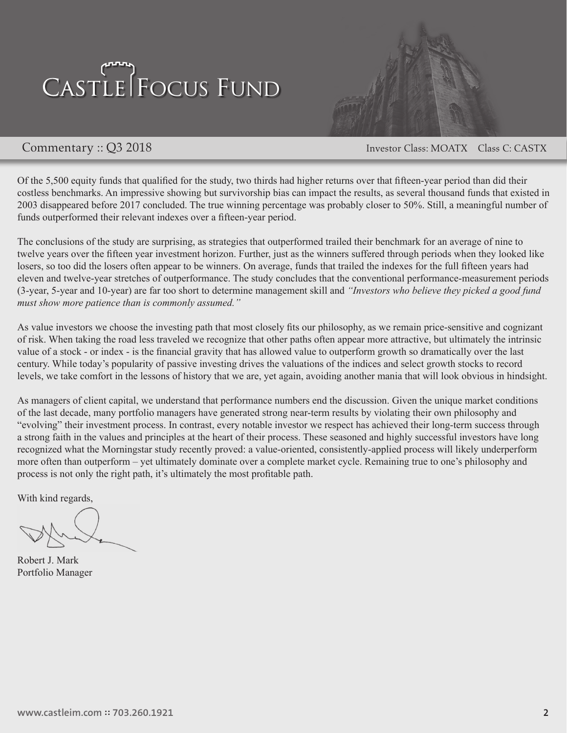Of the 5,500 equity funds that qualified for the study, two thirds had higher returns over that fifteen-year period than did their costless benchmarks. An impressive showing but survivorship bias can impact the results, as several thousand funds that existed in 2003 disappeared before 2017 concluded. The true winning percentage was probably closer to 50%. Still, a meaningful number of funds outperformed their relevant indexes over a fifteen-year period.

The conclusions of the study are surprising, as strategies that outperformed trailed their benchmark for an average of nine to twelve years over the fifteen year investment horizon. Further, just as the winners suffered through periods when they looked like losers, so too did the losers often appear to be winners. On average, funds that trailed the indexes for the full fifteen years had eleven and twelve-year stretches of outperformance. The study concludes that the conventional performance-measurement periods (3-year, 5-year and 10-year) are far too short to determine management skill and *"Investors who believe they picked a good fund must show more patience than is commonly assumed."*

As value investors we choose the investing path that most closely fits our philosophy, as we remain price-sensitive and cognizant of risk. When taking the road less traveled we recognize that other paths often appear more attractive, but ultimately the intrinsic value of a stock - or index - is the financial gravity that has allowed value to outperform growth so dramatically over the last century. While today's popularity of passive investing drives the valuations of the indices and select growth stocks to record levels, we take comfort in the lessons of history that we are, yet again, avoiding another mania that will look obvious in hindsight.

As managers of client capital, we understand that performance numbers end the discussion. Given the unique market conditions of the last decade, many portfolio managers have generated strong near-term results by violating their own philosophy and "evolving" their investment process. In contrast, every notable investor we respect has achieved their long-term success through a strong faith in the values and principles at the heart of their process. These seasoned and highly successful investors have long recognized what the Morningstar study recently proved: a value-oriented, consistently-applied process will likely underperform more often than outperform – yet ultimately dominate over a complete market cycle. Remaining true to one's philosophy and process is not only the right path, it's ultimately the most profitable path.

With kind regards,

Robert J. Mark
Portfolio Manager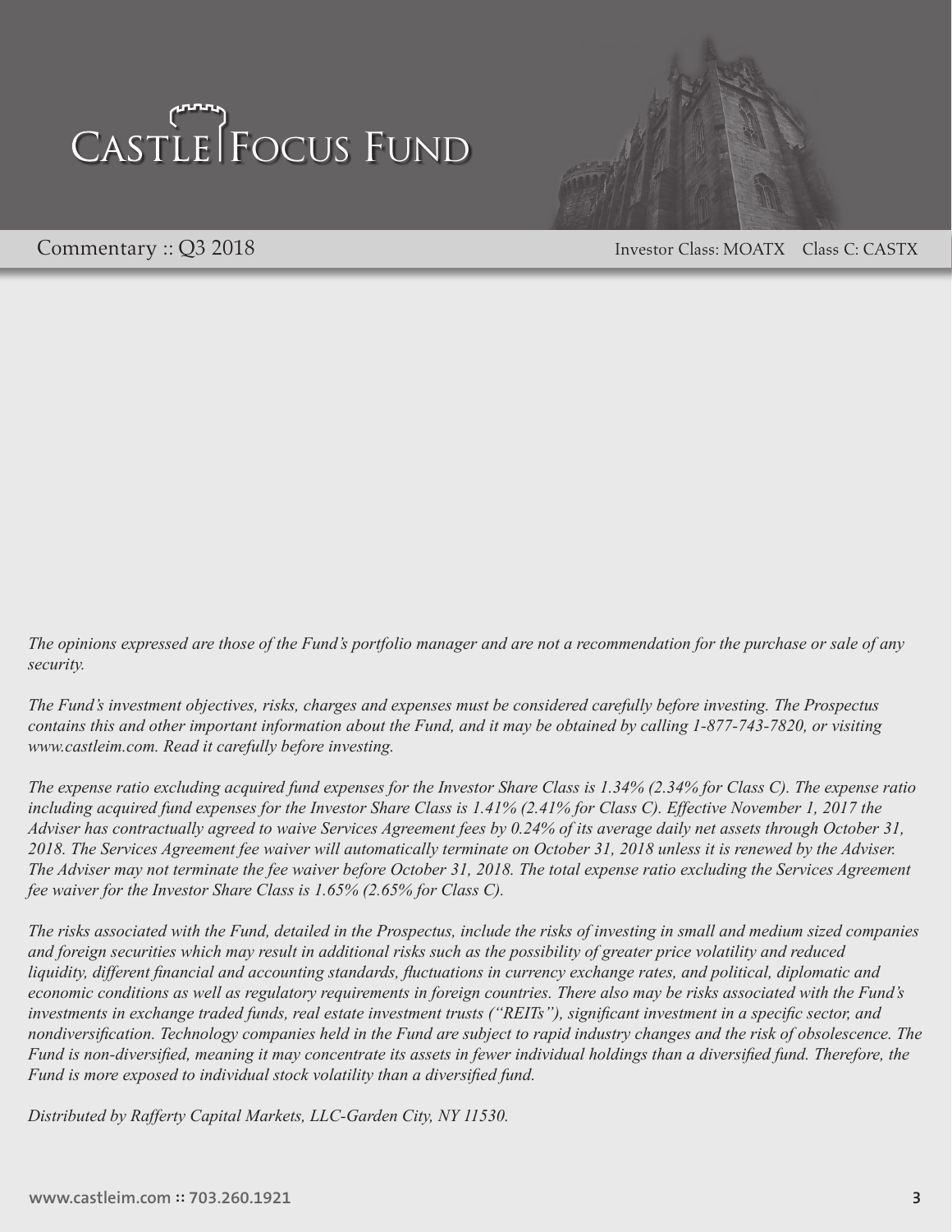# Castle Focus Fund

Commentary :: Q3 2018

Investor Class: MOATX Class C: CASTX

*The opinions expressed are those of the Fund's portfolio manager and are not a recommendation for the purchase or sale of any security.*

*The Fund's investment objectives, risks, charges and expenses must be considered carefully before investing. The Prospectus contains this and other important information about the Fund, and it may be obtained by calling 1-877-743-7820, or visiting www.castleim.com. Read it carefully before investing.*

*The expense ratio excluding acquired fund expenses for the Investor Share Class is 1.34% (2.34% for Class C). The expense ratio including acquired fund expenses for the Investor Share Class is 1.41% (2.41% for Class C). Effective November 1, 2017 the Adviser has contractually agreed to waive Services Agreement fees by 0.24% of its average daily net assets through October 31, 2018. The Services Agreement fee waiver will automatically terminate on October 31, 2018 unless it is renewed by the Adviser. The Adviser may not terminate the fee waiver before October 31, 2018. The total expense ratio excluding the Services Agreement fee waiver for the Investor Share Class is 1.65% (2.65% for Class C).*

*The risks associated with the Fund, detailed in the Prospectus, include the risks of investing in small and medium sized companies and foreign securities which may result in additional risks such as the possibility of greater price volatility and reduced liquidity, different financial and accounting standards, fluctuations in currency exchange rates, and political, diplomatic and economic conditions as well as regulatory requirements in foreign countries. There also may be risks associated with the Fund's investments in exchange traded funds, real estate investment trusts ("REITs"), significant investment in a specific sector, and nondiversification. Technology companies held in the Fund are subject to rapid industry changes and the risk of obsolescence. The Fund is non-diversified, meaning it may concentrate its assets in fewer individual holdings than a diversified fund. Therefore, the Fund is more exposed to individual stock volatility than a diversified fund.*

*Distributed by Rafferty Capital Markets, LLC-Garden City, NY 11530.*